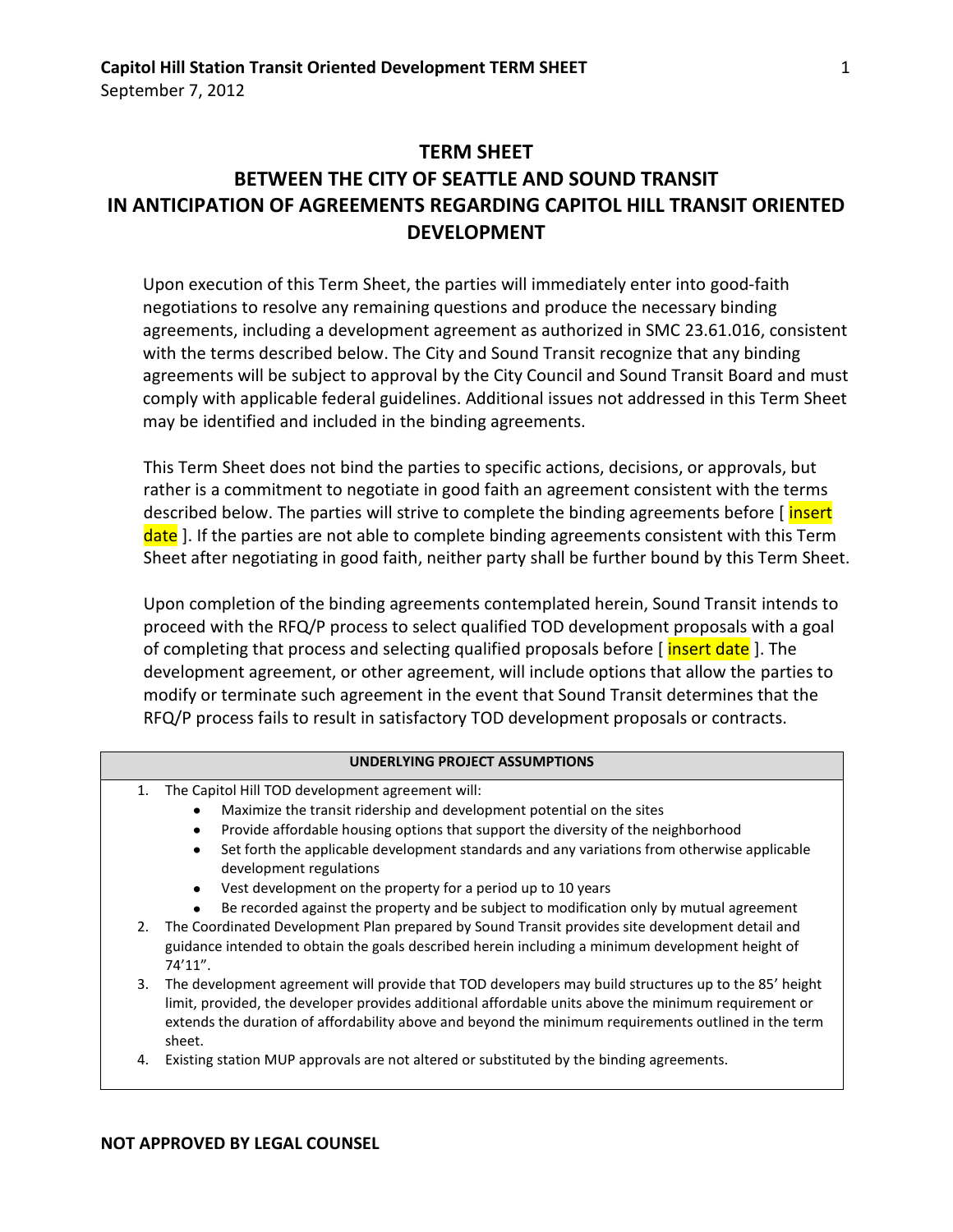# TERM SHEET

## BETWEEN THE CITY OF SEATTLE AND SOUND TRANSIT IN ANTICIPATION OF AGREEMENTS REGARDING CAPITOL HILL TRANSIT ORIENTED DEVELOPMENT

Upon execution of this Term Sheet, the parties will immediately enter into good-faith negotiations to resolve any remaining questions and produce the necessary binding agreements, including a development agreement as authorized in SMC 23.61.016, consistent with the terms described below. The City and Sound Transit recognize that any binding agreements will be subject to approval by the City Council and Sound Transit Board and must comply with applicable federal guidelines. Additional issues not addressed in this Term Sheet may be identified and included in the binding agreements.

This Term Sheet does not bind the parties to specific actions, decisions, or approvals, but rather is a commitment to negotiate in good faith an agreement consistent with the terms described below. The parties will strive to complete the binding agreements before [ insert date ]. If the parties are not able to complete binding agreements consistent with this Term Sheet after negotiating in good faith, neither party shall be further bound by this Term Sheet.

Upon completion of the binding agreements contemplated herein, Sound Transit intends to proceed with the RFQ/P process to select qualified TOD development proposals with a goal of completing that process and selecting qualified proposals before [ insert date ]. The development agreement, or other agreement, will include options that allow the parties to modify or terminate such agreement in the event that Sound Transit determines that the RFQ/P process fails to result in satisfactory TOD development proposals or contracts.

| UNDERLYING PROJECT ASSUMPTIONS |
| --- |
| 1. The Capitol Hill TOD development agreement will:<br>• Maximize the transit ridership and development potential on the sites<br>• Provide affordable housing options that support the diversity of the neighborhood<br>• Set forth the applicable development standards and any variations from otherwise applicable development regulations<br>• Vest development on the property for a period up to 10 years<br>• Be recorded against the property and be subject to modification only by mutual agreement<br>2. The Coordinated Development Plan prepared by Sound Transit provides site development detail and guidance intended to obtain the goals described herein including a minimum development height of 74'11".<br>3. The development agreement will provide that TOD developers may build structures up to the 85' height limit, provided, the developer provides additional affordable units above the minimum requirement or extends the duration of affordability above and beyond the minimum requirements outlined in the term sheet.<br>4. Existing station MUP approvals are not altered or substituted by the binding agreements. |

**NOT APPROVED BY LEGAL COUNSEL**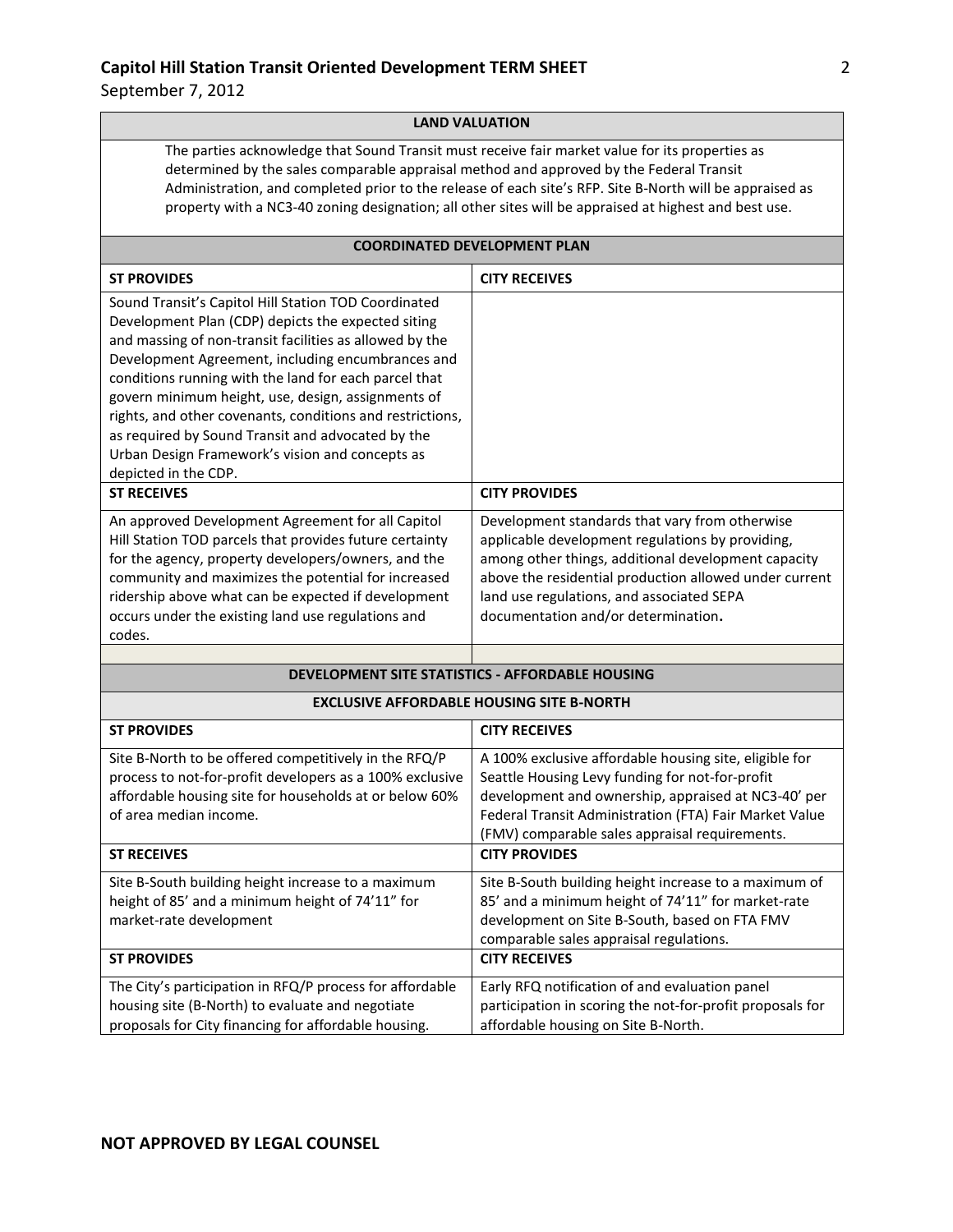**LAND VALUATION**

The parties acknowledge that Sound Transit must receive fair market value for its properties as determined by the sales comparable appraisal method and approved by the Federal Transit Administration, and completed prior to the release of each site's RFP. Site B-North will be appraised as property with a NC3-40 zoning designation; all other sites will be appraised at highest and best use.

**COORDINATED DEVELOPMENT PLAN**

| **ST PROVIDES** | **CITY RECEIVES** |
|---|---|
| Sound Transit's Capitol Hill Station TOD Coordinated Development Plan (CDP) depicts the expected siting and massing of non-transit facilities as allowed by the Development Agreement, including encumbrances and conditions running with the land for each parcel that govern minimum height, use, design, assignments of rights, and other covenants, conditions and restrictions, as required by Sound Transit and advocated by the Urban Design Framework's vision and concepts as depicted in the CDP. | |
| **ST RECEIVES** | **CITY PROVIDES** |
| An approved Development Agreement for all Capitol Hill Station TOD parcels that provides future certainty for the agency, property developers/owners, and the community and maximizes the potential for increased ridership above what can be expected if development occurs under the existing land use regulations and codes. | Development standards that vary from otherwise applicable development regulations by providing, among other things, additional development capacity above the residential production allowed under current land use regulations, and associated SEPA documentation and/or determination. |

**DEVELOPMENT SITE STATISTICS - AFFORDABLE HOUSING**

**EXCLUSIVE AFFORDABLE HOUSING SITE B-NORTH**

| **ST PROVIDES** | **CITY RECEIVES** |
|---|---|
| Site B-North to be offered competitively in the RFQ/P process to not-for-profit developers as a 100% exclusive affordable housing site for households at or below 60% of area median income. | A 100% exclusive affordable housing site, eligible for Seattle Housing Levy funding for not-for-profit development and ownership, appraised at NC3-40' per Federal Transit Administration (FTA) Fair Market Value (FMV) comparable sales appraisal requirements. |
| **ST RECEIVES** | **CITY PROVIDES** |
| Site B-South building height increase to a maximum height of 85' and a minimum height of 74'11" for market-rate development | Site B-South building height increase to a maximum of 85' and a minimum height of 74'11" for market-rate development on Site B-South, based on FTA FMV comparable sales appraisal regulations. |
| **ST PROVIDES** | **CITY RECEIVES** |
| The City's participation in RFQ/P process for affordable housing site (B-North) to evaluate and negotiate proposals for City financing for affordable housing. | Early RFQ notification of and evaluation panel participation in scoring the not-for-profit proposals for affordable housing on Site B-North. |

**NOT APPROVED BY LEGAL COUNSEL**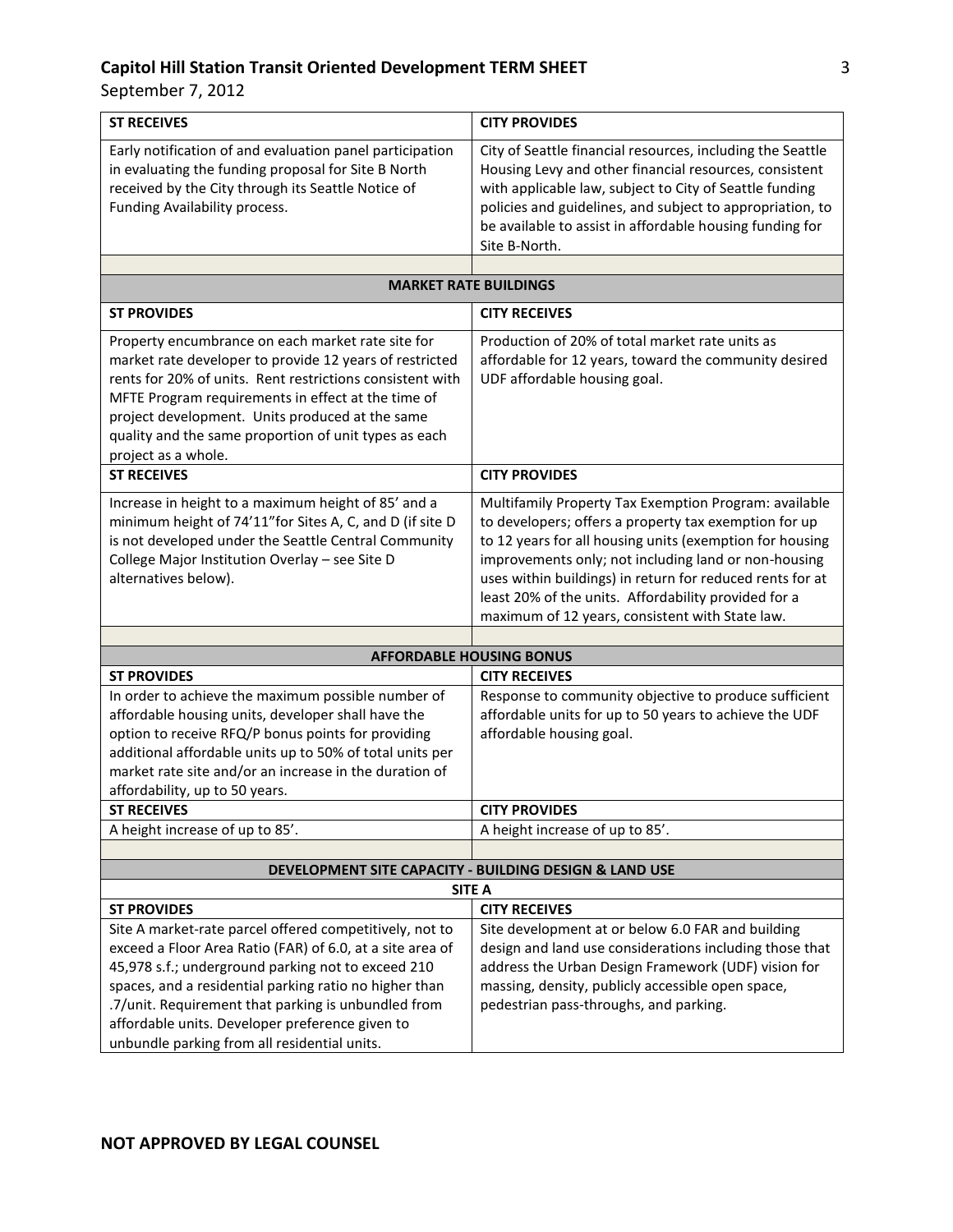| ST RECEIVES | CITY PROVIDES |
|---|---|
| Early notification of and evaluation panel participation in evaluating the funding proposal for Site B North received by the City through its Seattle Notice of Funding Availability process. | City of Seattle financial resources, including the Seattle Housing Levy and other financial resources, consistent with applicable law, subject to City of Seattle funding policies and guidelines, and subject to appropriation, to be available to assist in affordable housing funding for Site B-North. |
| | |
| **MARKET RATE BUILDINGS** | |
| **ST PROVIDES** | **CITY RECEIVES** |
| Property encumbrance on each market rate site for market rate developer to provide 12 years of restricted rents for 20% of units. Rent restrictions consistent with MFTE Program requirements in effect at the time of project development. Units produced at the same quality and the same proportion of unit types as each project as a whole. | Production of 20% of total market rate units as affordable for 12 years, toward the community desired UDF affordable housing goal. |
| **ST RECEIVES** | **CITY PROVIDES** |
| Increase in height to a maximum height of 85' and a minimum height of 74'11"for Sites A, C, and D (if site D is not developed under the Seattle Central Community College Major Institution Overlay – see Site D alternatives below). | Multifamily Property Tax Exemption Program: available to developers; offers a property tax exemption for up to 12 years for all housing units (exemption for housing improvements only; not including land or non-housing uses within buildings) in return for reduced rents for at least 20% of the units. Affordability provided for a maximum of 12 years, consistent with State law. |
| | |
| **AFFORDABLE HOUSING BONUS** | |
| **ST PROVIDES** | **CITY RECEIVES** |
| In order to achieve the maximum possible number of affordable housing units, developer shall have the option to receive RFQ/P bonus points for providing additional affordable units up to 50% of total units per market rate site and/or an increase in the duration of affordability, up to 50 years. | Response to community objective to produce sufficient affordable units for up to 50 years to achieve the UDF affordable housing goal. |
| **ST RECEIVES** | **CITY PROVIDES** |
| A height increase of up to 85'. | A height increase of up to 85'. |
| | |
| **DEVELOPMENT SITE CAPACITY - BUILDING DESIGN & LAND USE** | |
| **SITE A** | |
| **ST PROVIDES** | **CITY RECEIVES** |
| Site A market-rate parcel offered competitively, not to exceed a Floor Area Ratio (FAR) of 6.0, at a site area of 45,978 s.f.; underground parking not to exceed 210 spaces, and a residential parking ratio no higher than .7/unit. Requirement that parking is unbundled from affordable units. Developer preference given to unbundle parking from all residential units. | Site development at or below 6.0 FAR and building design and land use considerations including those that address the Urban Design Framework (UDF) vision for massing, density, publicly accessible open space, pedestrian pass-throughs, and parking. |

**NOT APPROVED BY LEGAL COUNSEL**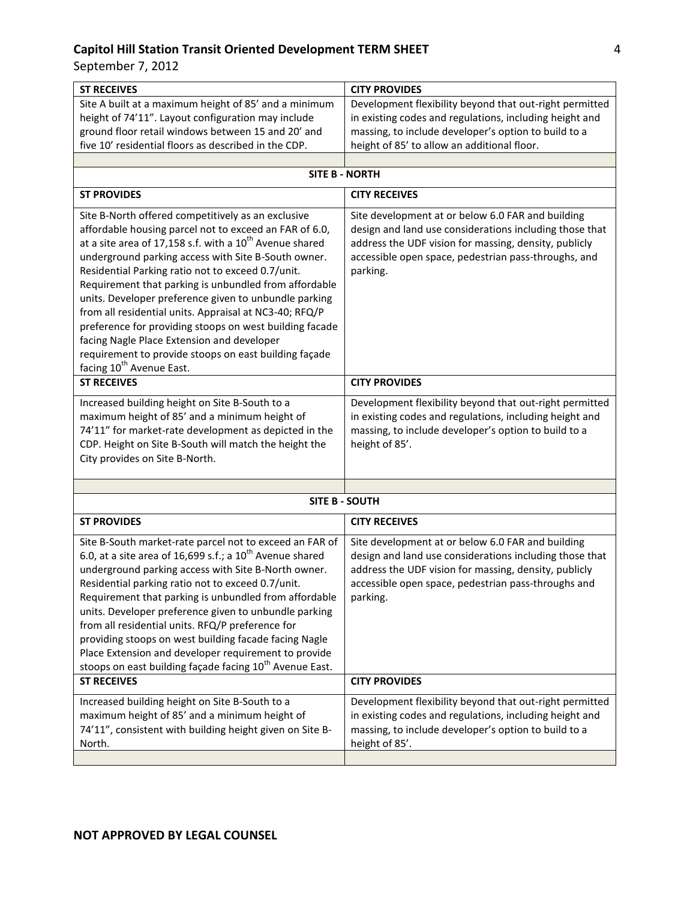| ST RECEIVES | CITY PROVIDES |
|---|---|
| Site A built at a maximum height of 85' and a minimum height of 74'11". Layout configuration may include ground floor retail windows between 15 and 20' and five 10' residential floors as described in the CDP. | Development flexibility beyond that out-right permitted in existing codes and regulations, including height and massing, to include developer's option to build to a height of 85' to allow an additional floor. |
| | |
| **SITE B - NORTH** | |
| **ST PROVIDES** | **CITY RECEIVES** |
| Site B-North offered competitively as an exclusive affordable housing parcel not to exceed an FAR of 6.0, at a site area of 17,158 s.f. with a 10th Avenue shared underground parking access with Site B-South owner. Residential Parking ratio not to exceed 0.7/unit. Requirement that parking is unbundled from affordable units. Developer preference given to unbundle parking from all residential units. Appraisal at NC3-40; RFQ/P preference for providing stoops on west building facade facing Nagle Place Extension and developer requirement to provide stoops on east building façade facing 10th Avenue East. | Site development at or below 6.0 FAR and building design and land use considerations including those that address the UDF vision for massing, density, publicly accessible open space, pedestrian pass-throughs, and parking. |
| **ST RECEIVES** | **CITY PROVIDES** |
| Increased building height on Site B-South to a maximum height of 85' and a minimum height of 74'11" for market-rate development as depicted in the CDP. Height on Site B-South will match the height the City provides on Site B-North. | Development flexibility beyond that out-right permitted in existing codes and regulations, including height and massing, to include developer's option to build to a height of 85'. |
| | |
| **SITE B - SOUTH** | |
| **ST PROVIDES** | **CITY RECEIVES** |
| Site B-South market-rate parcel not to exceed an FAR of 6.0, at a site area of 16,699 s.f.; a 10th Avenue shared underground parking access with Site B-North owner. Residential parking ratio not to exceed 0.7/unit. Requirement that parking is unbundled from affordable units. Developer preference given to unbundle parking from all residential units. RFQ/P preference for providing stoops on west building facade facing Nagle Place Extension and developer requirement to provide stoops on east building façade facing 10th Avenue East. | Site development at or below 6.0 FAR and building design and land use considerations including those that address the UDF vision for massing, density, publicly accessible open space, pedestrian pass-throughs and parking. |
| **ST RECEIVES** | **CITY PROVIDES** |
| Increased building height on Site B-South to a maximum height of 85' and a minimum height of 74'11", consistent with building height given on Site B-North. | Development flexibility beyond that out-right permitted in existing codes and regulations, including height and massing, to include developer's option to build to a height of 85'. |
| | |

**NOT APPROVED BY LEGAL COUNSEL**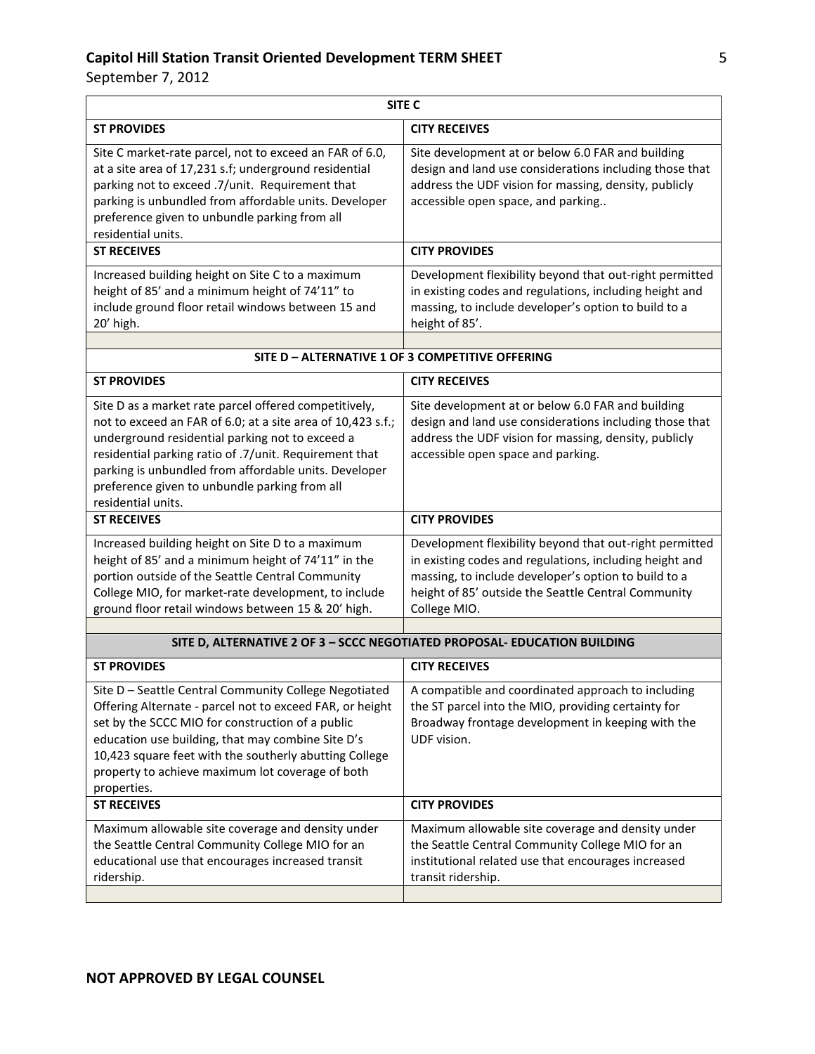| SITE C | |
|---|---|
| **ST PROVIDES** | **CITY RECEIVES** |
| Site C market-rate parcel, not to exceed an FAR of 6.0, at a site area of 17,231 s.f; underground residential parking not to exceed .7/unit. Requirement that parking is unbundled from affordable units. Developer preference given to unbundle parking from all residential units. | Site development at or below 6.0 FAR and building design and land use considerations including those that address the UDF vision for massing, density, publicly accessible open space, and parking.. |
| **ST RECEIVES** | **CITY PROVIDES** |
| Increased building height on Site C to a maximum height of 85' and a minimum height of 74'11" to include ground floor retail windows between 15 and 20' high. | Development flexibility beyond that out-right permitted in existing codes and regulations, including height and massing, to include developer's option to build to a height of 85'. |
| | |
| **SITE D – ALTERNATIVE 1 OF 3 COMPETITIVE OFFERING** | |
| **ST PROVIDES** | **CITY RECEIVES** |
| Site D as a market rate parcel offered competitively, not to exceed an FAR of 6.0; at a site area of 10,423 s.f.; underground residential parking not to exceed a residential parking ratio of .7/unit. Requirement that parking is unbundled from affordable units. Developer preference given to unbundle parking from all residential units. | Site development at or below 6.0 FAR and building design and land use considerations including those that address the UDF vision for massing, density, publicly accessible open space and parking. |
| **ST RECEIVES** | **CITY PROVIDES** |
| Increased building height on Site D to a maximum height of 85' and a minimum height of 74'11" in the portion outside of the Seattle Central Community College MIO, for market-rate development, to include ground floor retail windows between 15 & 20' high. | Development flexibility beyond that out-right permitted in existing codes and regulations, including height and massing, to include developer's option to build to a height of 85' outside the Seattle Central Community College MIO. |
| | |
| **SITE D, ALTERNATIVE 2 OF 3 – SCCC NEGOTIATED PROPOSAL- EDUCATION BUILDING** | |
| **ST PROVIDES** | **CITY RECEIVES** |
| Site D – Seattle Central Community College Negotiated Offering Alternate - parcel not to exceed FAR, or height set by the SCCC MIO for construction of a public education use building, that may combine Site D's 10,423 square feet with the southerly abutting College property to achieve maximum lot coverage of both properties. | A compatible and coordinated approach to including the ST parcel into the MIO, providing certainty for Broadway frontage development in keeping with the UDF vision. |
| **ST RECEIVES** | **CITY PROVIDES** |
| Maximum allowable site coverage and density under the Seattle Central Community College MIO for an educational use that encourages increased transit ridership. | Maximum allowable site coverage and density under the Seattle Central Community College MIO for an institutional related use that encourages increased transit ridership. |
| | |

**NOT APPROVED BY LEGAL COUNSEL**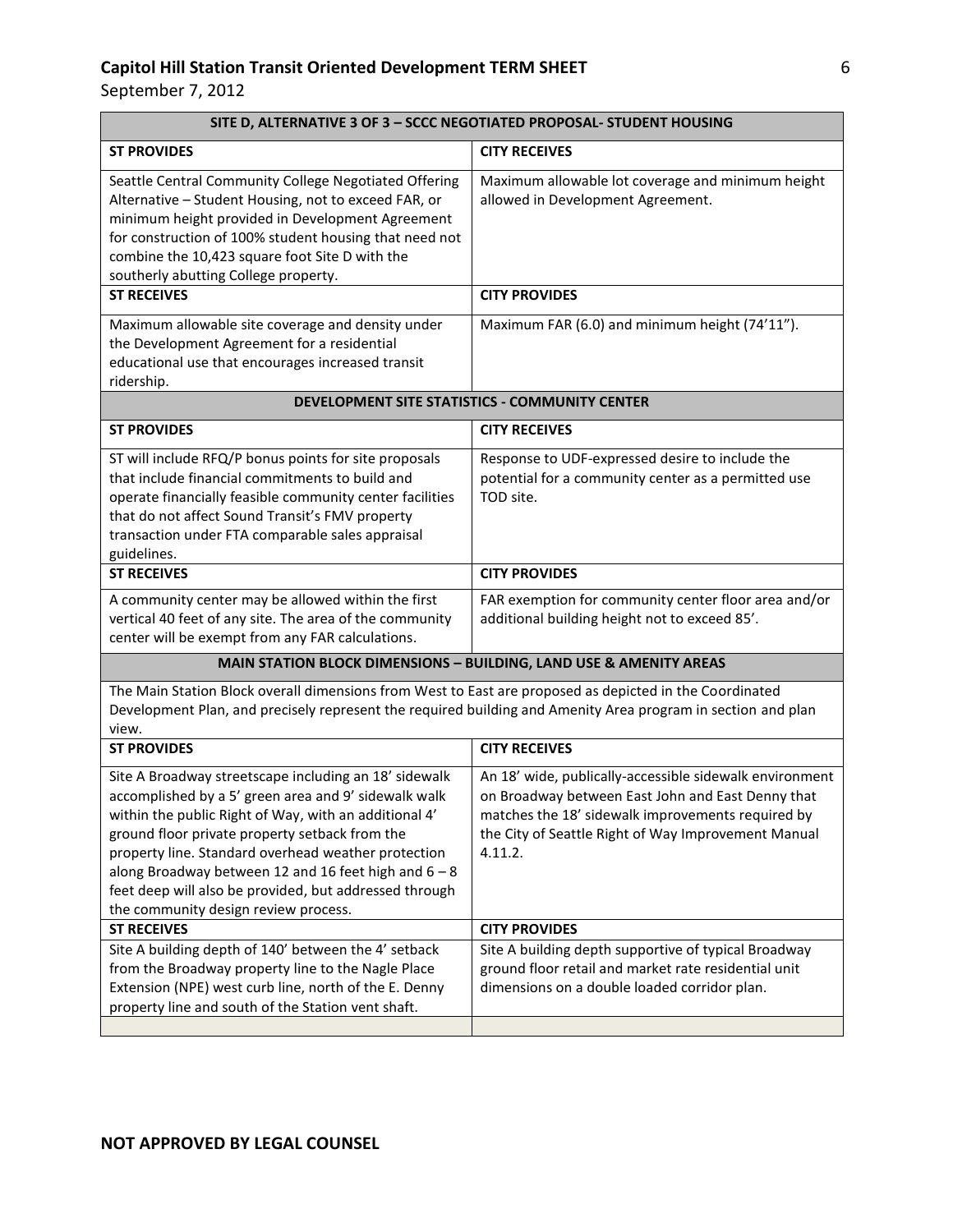| SITE D, ALTERNATIVE 3 OF 3 – SCCC NEGOTIATED PROPOSAL- STUDENT HOUSING | |
|---|---|
| **ST PROVIDES** | **CITY RECEIVES** |
| Seattle Central Community College Negotiated Offering Alternative – Student Housing, not to exceed FAR, or minimum height provided in Development Agreement for construction of 100% student housing that need not combine the 10,423 square foot Site D with the southerly abutting College property. | Maximum allowable lot coverage and minimum height allowed in Development Agreement. |
| **ST RECEIVES** | **CITY PROVIDES** |
| Maximum allowable site coverage and density under the Development Agreement for a residential educational use that encourages increased transit ridership. | Maximum FAR (6.0) and minimum height (74'11"). |
| **DEVELOPMENT SITE STATISTICS - COMMUNITY CENTER** | |
| **ST PROVIDES** | **CITY RECEIVES** |
| ST will include RFQ/P bonus points for site proposals that include financial commitments to build and operate financially feasible community center facilities that do not affect Sound Transit's FMV property transaction under FTA comparable sales appraisal guidelines. | Response to UDF-expressed desire to include the potential for a community center as a permitted use TOD site. |
| **ST RECEIVES** | **CITY PROVIDES** |
| A community center may be allowed within the first vertical 40 feet of any site. The area of the community center will be exempt from any FAR calculations. | FAR exemption for community center floor area and/or additional building height not to exceed 85'. |
| **MAIN STATION BLOCK DIMENSIONS – BUILDING, LAND USE & AMENITY AREAS** | |
| The Main Station Block overall dimensions from West to East are proposed as depicted in the Coordinated Development Plan, and precisely represent the required building and Amenity Area program in section and plan view. | |
| **ST PROVIDES** | **CITY RECEIVES** |
| Site A Broadway streetscape including an 18' sidewalk accomplished by a 5' green area and 9' sidewalk walk within the public Right of Way, with an additional 4' ground floor private property setback from the property line. Standard overhead weather protection along Broadway between 12 and 16 feet high and 6 – 8 feet deep will also be provided, but addressed through the community design review process. | An 18' wide, publically-accessible sidewalk environment on Broadway between East John and East Denny that matches the 18' sidewalk improvements required by the City of Seattle Right of Way Improvement Manual 4.11.2. |
| **ST RECEIVES** | **CITY PROVIDES** |
| Site A building depth of 140' between the 4' setback from the Broadway property line to the Nagle Place Extension (NPE) west curb line, north of the E. Denny property line and south of the Station vent shaft. | Site A building depth supportive of typical Broadway ground floor retail and market rate residential unit dimensions on a double loaded corridor plan. |
| | |

**NOT APPROVED BY LEGAL COUNSEL**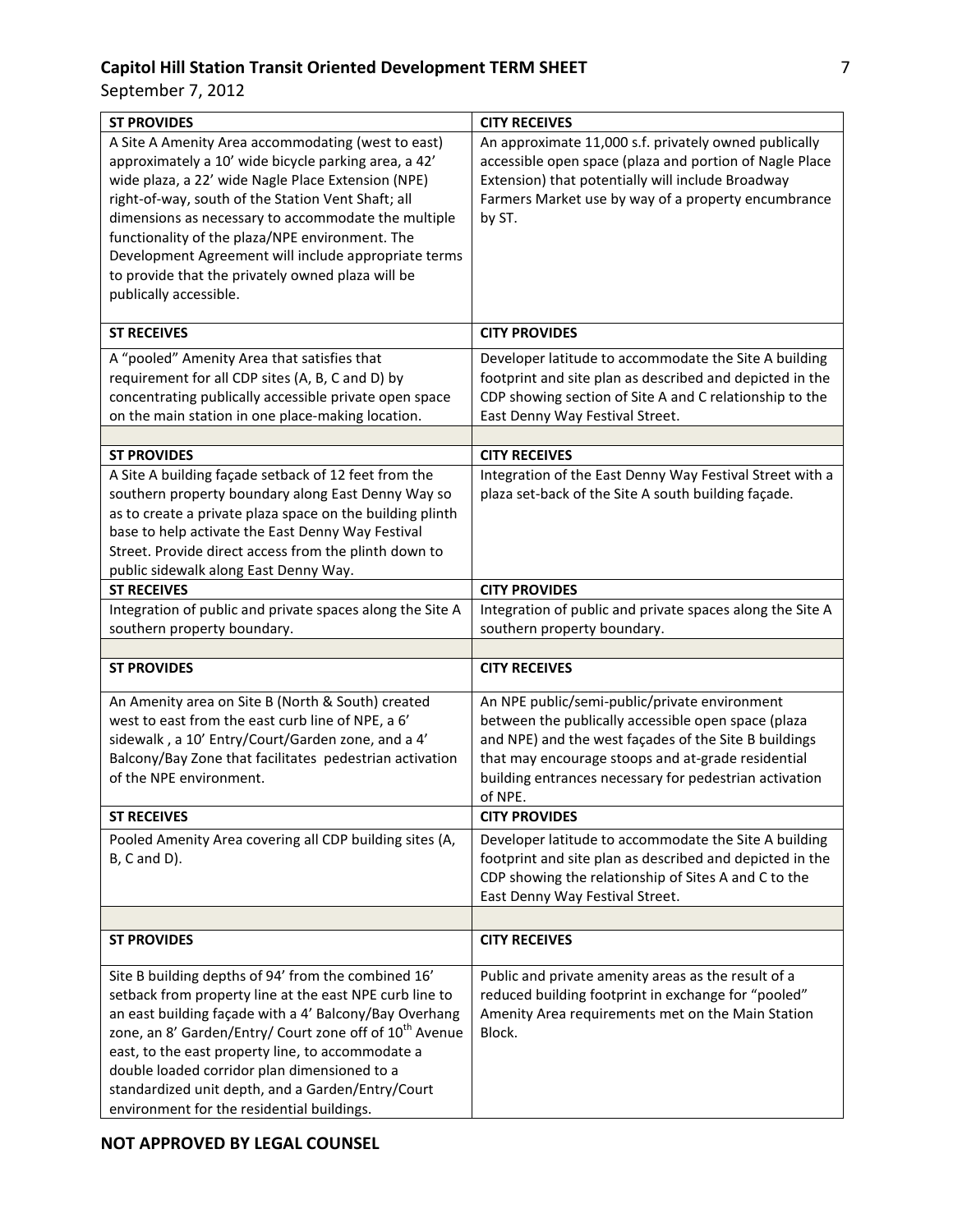| ST PROVIDES | CITY RECEIVES |
| --- | --- |
| A Site A Amenity Area accommodating (west to east) approximately a 10' wide bicycle parking area, a 42' wide plaza, a 22' wide Nagle Place Extension (NPE) right-of-way, south of the Station Vent Shaft; all dimensions as necessary to accommodate the multiple functionality of the plaza/NPE environment. The Development Agreement will include appropriate terms to provide that the privately owned plaza will be publically accessible. | An approximate 11,000 s.f. privately owned publically accessible open space (plaza and portion of Nagle Place Extension) that potentially will include Broadway Farmers Market use by way of a property encumbrance by ST. |
| **ST RECEIVES** | **CITY PROVIDES** |
| A "pooled" Amenity Area that satisfies that requirement for all CDP sites (A, B, C and D) by concentrating publically accessible private open space on the main station in one place-making location. | Developer latitude to accommodate the Site A building footprint and site plan as described and depicted in the CDP showing section of Site A and C relationship to the East Denny Way Festival Street. |
| | |
| **ST PROVIDES** | **CITY RECEIVES** |
| A Site A building façade setback of 12 feet from the southern property boundary along East Denny Way so as to create a private plaza space on the building plinth base to help activate the East Denny Way Festival Street. Provide direct access from the plinth down to public sidewalk along East Denny Way. | Integration of the East Denny Way Festival Street with a plaza set-back of the Site A south building façade. |
| **ST RECEIVES** | **CITY PROVIDES** |
| Integration of public and private spaces along the Site A southern property boundary. | Integration of public and private spaces along the Site A southern property boundary. |
| | |
| **ST PROVIDES** | **CITY RECEIVES** |
| An Amenity area on Site B (North & South) created west to east from the east curb line of NPE, a 6' sidewalk , a 10' Entry/Court/Garden zone, and a 4' Balcony/Bay Zone that facilitates pedestrian activation of the NPE environment. | An NPE public/semi-public/private environment between the publically accessible open space (plaza and NPE) and the west façades of the Site B buildings that may encourage stoops and at-grade residential building entrances necessary for pedestrian activation of NPE. |
| **ST RECEIVES** | **CITY PROVIDES** |
| Pooled Amenity Area covering all CDP building sites (A, B, C and D). | Developer latitude to accommodate the Site A building footprint and site plan as described and depicted in the CDP showing the relationship of Sites A and C to the East Denny Way Festival Street. |
| | |
| **ST PROVIDES** | **CITY RECEIVES** |
| Site B building depths of 94' from the combined 16' setback from property line at the east NPE curb line to an east building façade with a 4' Balcony/Bay Overhang zone, an 8' Garden/Entry/ Court zone off of 10th Avenue east, to the east property line, to accommodate a double loaded corridor plan dimensioned to a standardized unit depth, and a Garden/Entry/Court environment for the residential buildings. | Public and private amenity areas as the result of a reduced building footprint in exchange for "pooled" Amenity Area requirements met on the Main Station Block. |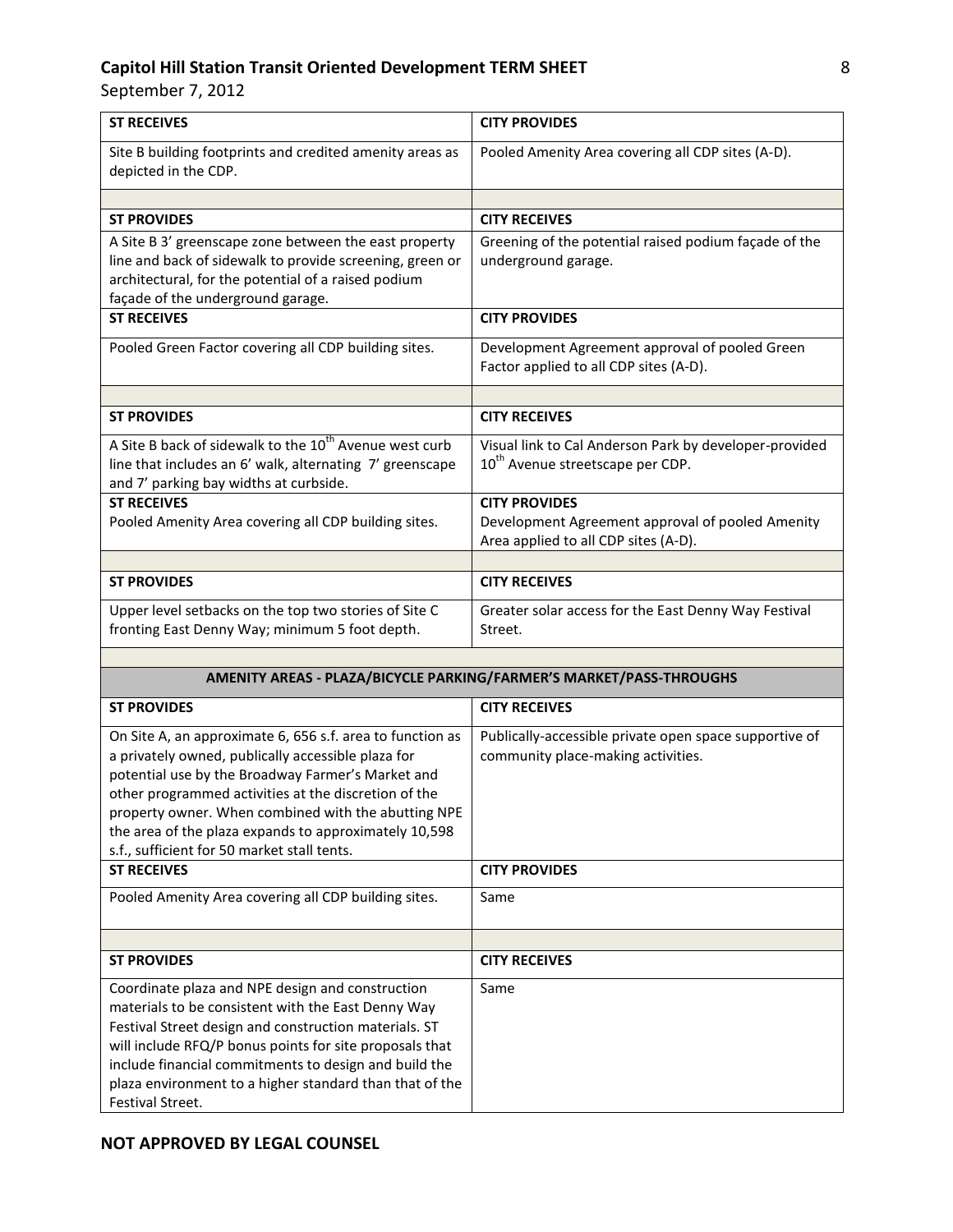| ST RECEIVES | CITY PROVIDES |
|---|---|
| Site B building footprints and credited amenity areas as depicted in the CDP. | Pooled Amenity Area covering all CDP sites (A-D). |
| | |
| **ST PROVIDES** | **CITY RECEIVES** |
| A Site B 3’ greenscape zone between the east property line and back of sidewalk to provide screening, green or architectural, for the potential of a raised podium façade of the underground garage. | Greening of the potential raised podium façade of the underground garage. |
| **ST RECEIVES** | **CITY PROVIDES** |
| Pooled Green Factor covering all CDP building sites. | Development Agreement approval of pooled Green Factor applied to all CDP sites (A-D). |
| | |
| **ST PROVIDES** | **CITY RECEIVES** |
| A Site B back of sidewalk to the 10th Avenue west curb line that includes an 6’ walk, alternating 7’ greenscape and 7’ parking bay widths at curbside. | Visual link to Cal Anderson Park by developer-provided 10th Avenue streetscape per CDP. |
| **ST RECEIVES** Pooled Amenity Area covering all CDP building sites. | **CITY PROVIDES** Development Agreement approval of pooled Amenity Area applied to all CDP sites (A-D). |
| | |
| **ST PROVIDES** | **CITY RECEIVES** |
| Upper level setbacks on the top two stories of Site C fronting East Denny Way; minimum 5 foot depth. | Greater solar access for the East Denny Way Festival Street. |
| | |
| **AMENITY AREAS - PLAZA/BICYCLE PARKING/FARMER’S MARKET/PASS-THROUGHS** | |
| **ST PROVIDES** | **CITY RECEIVES** |
| On Site A, an approximate 6, 656 s.f. area to function as a privately owned, publically accessible plaza for potential use by the Broadway Farmer’s Market and other programmed activities at the discretion of the property owner. When combined with the abutting NPE the area of the plaza expands to approximately 10,598 s.f., sufficient for 50 market stall tents. | Publically-accessible private open space supportive of community place-making activities. |
| **ST RECEIVES** | **CITY PROVIDES** |
| Pooled Amenity Area covering all CDP building sites. | Same |
| | |
| **ST PROVIDES** | **CITY RECEIVES** |
| Coordinate plaza and NPE design and construction materials to be consistent with the East Denny Way Festival Street design and construction materials. ST will include RFQ/P bonus points for site proposals that include financial commitments to design and build the plaza environment to a higher standard than that of the Festival Street. | Same |

**NOT APPROVED BY LEGAL COUNSEL**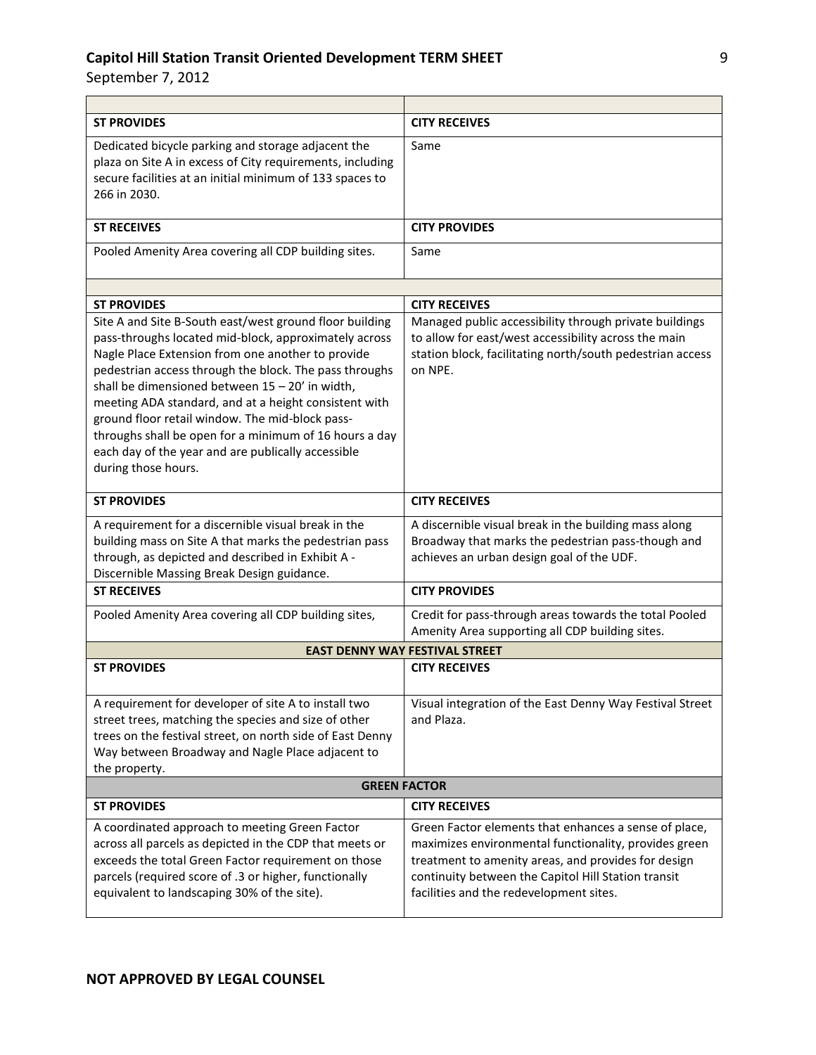| | |
|---|---|
| **ST PROVIDES** | **CITY RECEIVES** |
| Dedicated bicycle parking and storage adjacent the plaza on Site A in excess of City requirements, including secure facilities at an initial minimum of 133 spaces to 266 in 2030. | Same |
| **ST RECEIVES** | **CITY PROVIDES** |
| Pooled Amenity Area covering all CDP building sites. | Same |
| | |
| **ST PROVIDES** | **CITY RECEIVES** |
| Site A and Site B-South east/west ground floor building pass-throughs located mid-block, approximately across Nagle Place Extension from one another to provide pedestrian access through the block. The pass throughs shall be dimensioned between 15 – 20' in width, meeting ADA standard, and at a height consistent with ground floor retail window. The mid-block pass-throughs shall be open for a minimum of 16 hours a day each day of the year and are publically accessible during those hours. | Managed public accessibility through private buildings to allow for east/west accessibility across the main station block, facilitating north/south pedestrian access on NPE. |
| **ST PROVIDES** | **CITY RECEIVES** |
| A requirement for a discernible visual break in the building mass on Site A that marks the pedestrian pass through, as depicted and described in Exhibit A - Discernible Massing Break Design guidance. | A discernible visual break in the building mass along Broadway that marks the pedestrian pass-though and achieves an urban design goal of the UDF. |
| **ST RECEIVES** | **CITY PROVIDES** |
| Pooled Amenity Area covering all CDP building sites, | Credit for pass-through areas towards the total Pooled Amenity Area supporting all CDP building sites. |
| **EAST DENNY WAY FESTIVAL STREET** | |
| **ST PROVIDES** | **CITY RECEIVES** |
| A requirement for developer of site A to install two street trees, matching the species and size of other trees on the festival street, on north side of East Denny Way between Broadway and Nagle Place adjacent to the property. | Visual integration of the East Denny Way Festival Street and Plaza. |
| **GREEN FACTOR** | |
| **ST PROVIDES** | **CITY RECEIVES** |
| A coordinated approach to meeting Green Factor across all parcels as depicted in the CDP that meets or exceeds the total Green Factor requirement on those parcels (required score of .3 or higher, functionally equivalent to landscaping 30% of the site). | Green Factor elements that enhances a sense of place, maximizes environmental functionality, provides green treatment to amenity areas, and provides for design continuity between the Capitol Hill Station transit facilities and the redevelopment sites. |

**NOT APPROVED BY LEGAL COUNSEL**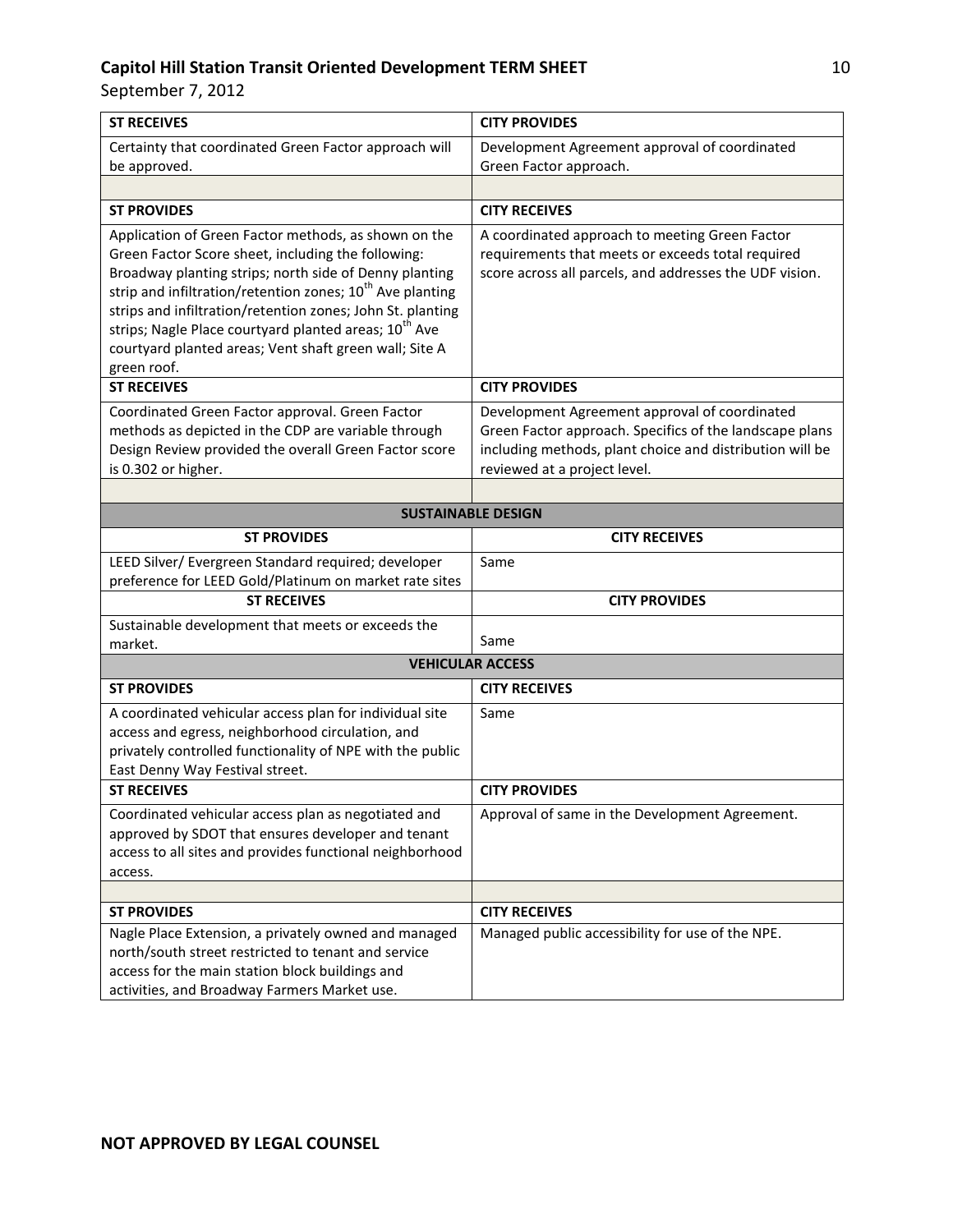| ST RECEIVES | CITY PROVIDES |
|---|---|
| Certainty that coordinated Green Factor approach will be approved. | Development Agreement approval of coordinated Green Factor approach. |
| | |
| **ST PROVIDES** | **CITY RECEIVES** |
| Application of Green Factor methods, as shown on the Green Factor Score sheet, including the following: Broadway planting strips; north side of Denny planting strip and infiltration/retention zones; 10th Ave planting strips and infiltration/retention zones; John St. planting strips; Nagle Place courtyard planted areas; 10th Ave courtyard planted areas; Vent shaft green wall; Site A green roof. | A coordinated approach to meeting Green Factor requirements that meets or exceeds total required score across all parcels, and addresses the UDF vision. |
| **ST RECEIVES** | **CITY PROVIDES** |
| Coordinated Green Factor approval. Green Factor methods as depicted in the CDP are variable through Design Review provided the overall Green Factor score is 0.302 or higher. | Development Agreement approval of coordinated Green Factor approach. Specifics of the landscape plans including methods, plant choice and distribution will be reviewed at a project level. |
| | |
| **SUSTAINABLE DESIGN** | |
| **ST PROVIDES** | **CITY RECEIVES** |
| LEED Silver/ Evergreen Standard required; developer preference for LEED Gold/Platinum on market rate sites | Same |
| **ST RECEIVES** | **CITY PROVIDES** |
| Sustainable development that meets or exceeds the market. | Same |
| **VEHICULAR ACCESS** | |
| **ST PROVIDES** | **CITY RECEIVES** |
| A coordinated vehicular access plan for individual site access and egress, neighborhood circulation, and privately controlled functionality of NPE with the public East Denny Way Festival street. | Same |
| **ST RECEIVES** | **CITY PROVIDES** |
| Coordinated vehicular access plan as negotiated and approved by SDOT that ensures developer and tenant access to all sites and provides functional neighborhood access. | Approval of same in the Development Agreement. |
| | |
| **ST PROVIDES** | **CITY RECEIVES** |
| Nagle Place Extension, a privately owned and managed north/south street restricted to tenant and service access for the main station block buildings and activities, and Broadway Farmers Market use. | Managed public accessibility for use of the NPE. |

**NOT APPROVED BY LEGAL COUNSEL**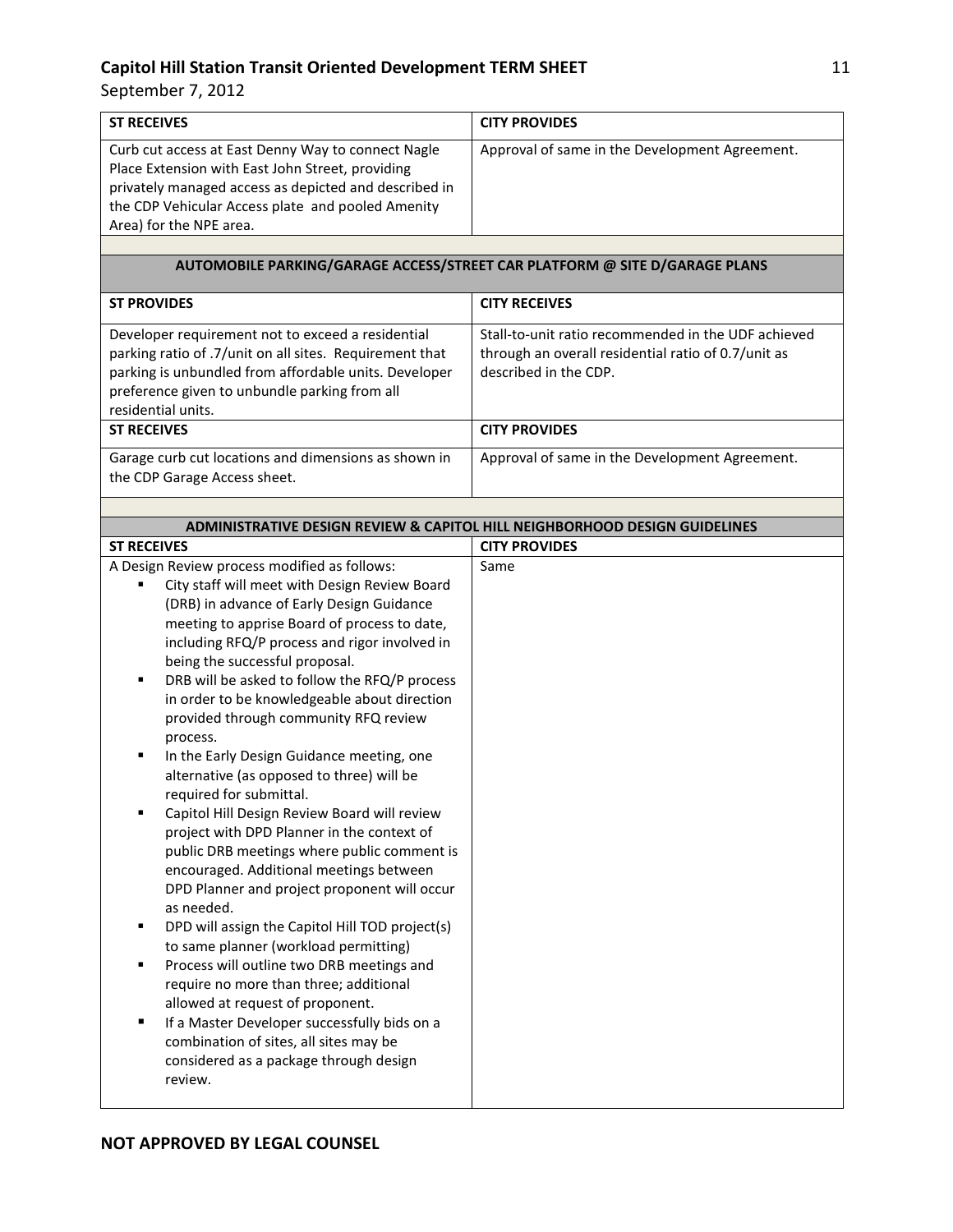| ST RECEIVES | CITY PROVIDES |
|---|---|
| Curb cut access at East Denny Way to connect Nagle Place Extension with East John Street, providing privately managed access as depicted and described in the CDP Vehicular Access plate and pooled Amenity Area) for the NPE area. | Approval of same in the Development Agreement. |

**AUTOMOBILE PARKING/GARAGE ACCESS/STREET CAR PLATFORM @ SITE D/GARAGE PLANS**

| ST PROVIDES | CITY RECEIVES |
|---|---|
| Developer requirement not to exceed a residential parking ratio of .7/unit on all sites. Requirement that parking is unbundled from affordable units. Developer preference given to unbundle parking from all residential units. | Stall-to-unit ratio recommended in the UDF achieved through an overall residential ratio of 0.7/unit as described in the CDP. |
| **ST RECEIVES** | **CITY PROVIDES** |
| Garage curb cut locations and dimensions as shown in the CDP Garage Access sheet. | Approval of same in the Development Agreement. |

**ADMINISTRATIVE DESIGN REVIEW & CAPITOL HILL NEIGHBORHOOD DESIGN GUIDELINES**

| ST RECEIVES | CITY PROVIDES |
|---|---|
| A Design Review process modified as follows:<br>▪ City staff will meet with Design Review Board (DRB) in advance of Early Design Guidance meeting to apprise Board of process to date, including RFQ/P process and rigor involved in being the successful proposal.<br>▪ DRB will be asked to follow the RFQ/P process in order to be knowledgeable about direction provided through community RFQ review process.<br>▪ In the Early Design Guidance meeting, one alternative (as opposed to three) will be required for submittal.<br>▪ Capitol Hill Design Review Board will review project with DPD Planner in the context of public DRB meetings where public comment is encouraged. Additional meetings between DPD Planner and project proponent will occur as needed.<br>▪ DPD will assign the Capitol Hill TOD project(s) to same planner (workload permitting)<br>▪ Process will outline two DRB meetings and require no more than three; additional allowed at request of proponent.<br>▪ If a Master Developer successfully bids on a combination of sites, all sites may be considered as a package through design review. | Same |

**NOT APPROVED BY LEGAL COUNSEL**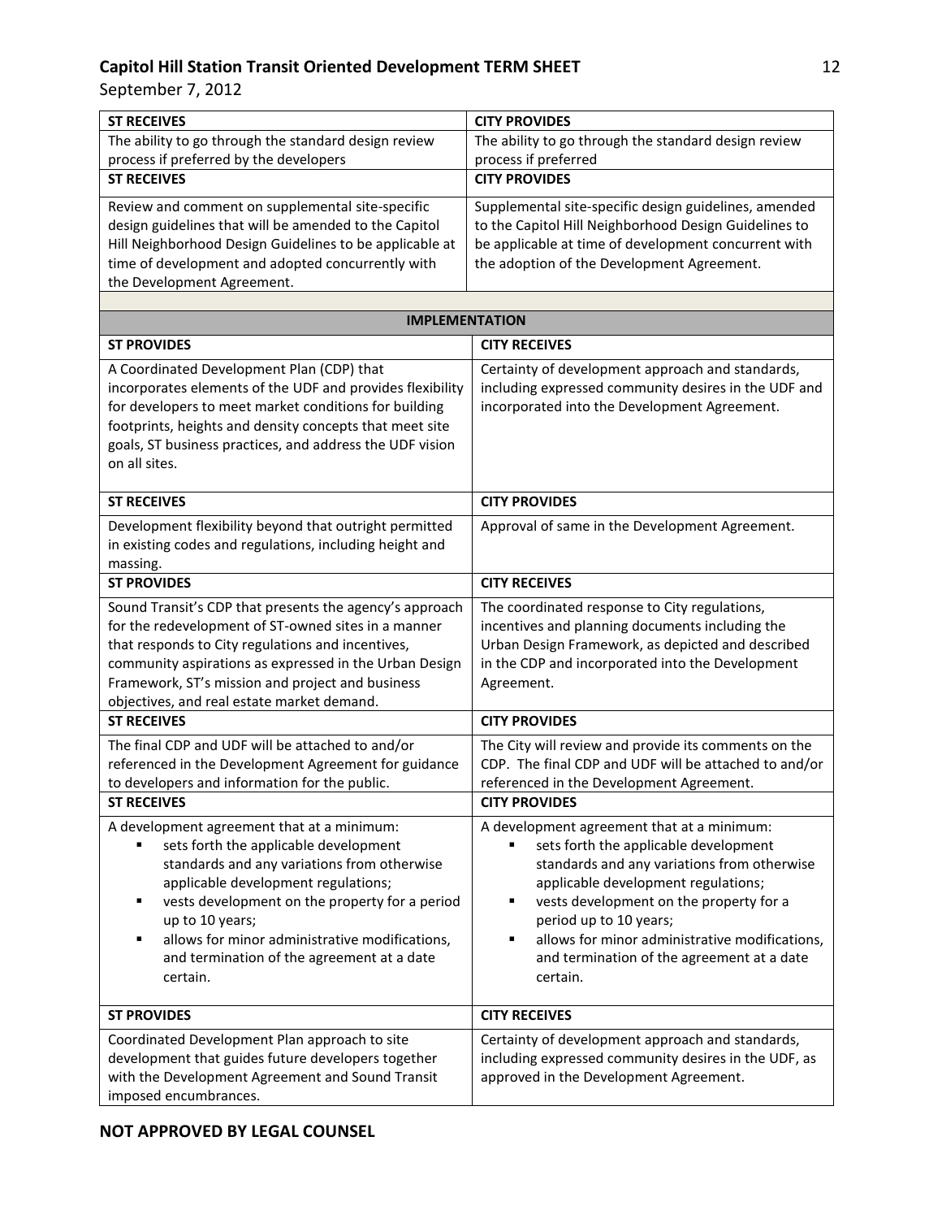| ST RECEIVES | CITY PROVIDES |
|---|---|
| The ability to go through the standard design review process if preferred by the developers | The ability to go through the standard design review process if preferred |
| **ST RECEIVES** | **CITY PROVIDES** |
| Review and comment on supplemental site-specific design guidelines that will be amended to the Capitol Hill Neighborhood Design Guidelines to be applicable at time of development and adopted concurrently with the Development Agreement. | Supplemental site-specific design guidelines, amended to the Capitol Hill Neighborhood Design Guidelines to be applicable at time of development concurrent with the adoption of the Development Agreement. |

| IMPLEMENTATION | |
|---|---|
| **ST PROVIDES** | **CITY RECEIVES** |
| A Coordinated Development Plan (CDP) that incorporates elements of the UDF and provides flexibility for developers to meet market conditions for building footprints, heights and density concepts that meet site goals, ST business practices, and address the UDF vision on all sites. | Certainty of development approach and standards, including expressed community desires in the UDF and incorporated into the Development Agreement. |
| **ST RECEIVES** | **CITY PROVIDES** |
| Development flexibility beyond that outright permitted in existing codes and regulations, including height and massing. | Approval of same in the Development Agreement. |
| **ST PROVIDES** | **CITY RECEIVES** |
| Sound Transit's CDP that presents the agency's approach for the redevelopment of ST-owned sites in a manner that responds to City regulations and incentives, community aspirations as expressed in the Urban Design Framework, ST's mission and project and business objectives, and real estate market demand. | The coordinated response to City regulations, incentives and planning documents including the Urban Design Framework, as depicted and described in the CDP and incorporated into the Development Agreement. |
| **ST RECEIVES** | **CITY PROVIDES** |
| The final CDP and UDF will be attached to and/or referenced in the Development Agreement for guidance to developers and information for the public. | The City will review and provide its comments on the CDP. The final CDP and UDF will be attached to and/or referenced in the Development Agreement. |
| **ST RECEIVES** | **CITY PROVIDES** |
| A development agreement that at a minimum:<br>▪ sets forth the applicable development standards and any variations from otherwise applicable development regulations;<br>▪ vests development on the property for a period up to 10 years;<br>▪ allows for minor administrative modifications, and termination of the agreement at a date certain. | A development agreement that at a minimum:<br>▪ sets forth the applicable development standards and any variations from otherwise applicable development regulations;<br>▪ vests development on the property for a period up to 10 years;<br>▪ allows for minor administrative modifications, and termination of the agreement at a date certain. |
| **ST PROVIDES** | **CITY RECEIVES** |
| Coordinated Development Plan approach to site development that guides future developers together with the Development Agreement and Sound Transit imposed encumbrances. | Certainty of development approach and standards, including expressed community desires in the UDF, as approved in the Development Agreement. |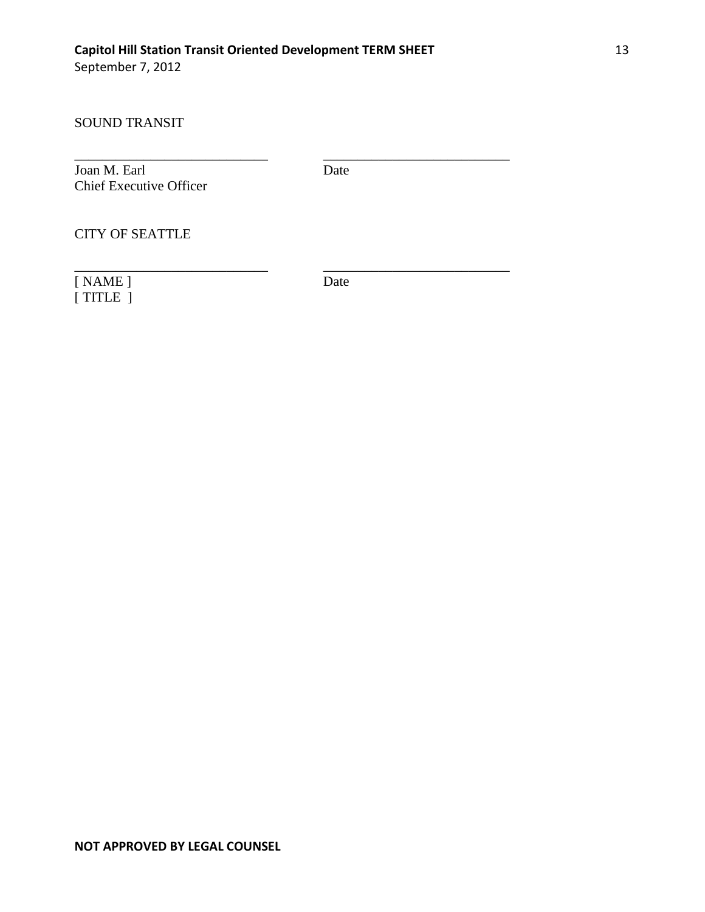SOUND TRANSIT

\_\_\_\_\_\_\_\_\_\_\_\_\_\_\_\_\_\_\_\_\_\_\_\_\_\_\_\_ \_\_\_\_\_\_\_\_\_\_\_\_\_\_\_\_\_\_\_\_\_\_\_\_\_\_\_

Joan M. Earl Date
Chief Executive Officer

CITY OF SEATTLE

\_\_\_\_\_\_\_\_\_\_\_\_\_\_\_\_\_\_\_\_\_\_\_\_\_\_\_\_ \_\_\_\_\_\_\_\_\_\_\_\_\_\_\_\_\_\_\_\_\_\_\_\_\_\_\_

[ NAME ] Date
[ TITLE ]

**NOT APPROVED BY LEGAL COUNSEL**